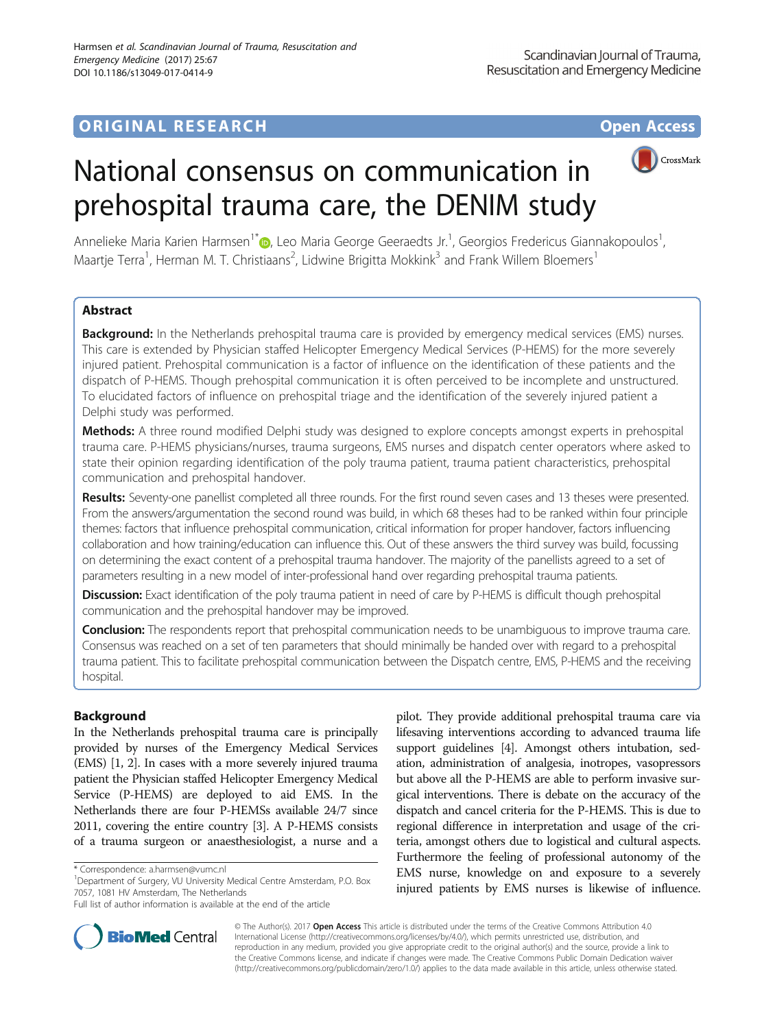ORIGINAL RESEARCH

Open Access

# National consensus on communication in prehospital trauma care, the DENIM study

Annelieke Maria Karien Harmsen[1*], Leo Maria George Geeraedts Jr.[1], Georgios Fredericus Giannakopoulos[1], Maartje Terra[1], Herman M. T. Christiaans[2], Lidwine Brigitta Mokkink[3] and Frank Willem Bloemers[1]

## Abstract

**Background:** In the Netherlands prehospital trauma care is provided by emergency medical services (EMS) nurses. This care is extended by Physician staffed Helicopter Emergency Medical Services (P-HEMS) for the more severely injured patient. Prehospital communication is a factor of influence on the identification of these patients and the dispatch of P-HEMS. Though prehospital communication it is often perceived to be incomplete and unstructured. To elucidated factors of influence on prehospital triage and the identification of the severely injured patient a Delphi study was performed.

**Methods:** A three round modified Delphi study was designed to explore concepts amongst experts in prehospital trauma care. P-HEMS physicians/nurses, trauma surgeons, EMS nurses and dispatch center operators where asked to state their opinion regarding identification of the poly trauma patient, trauma patient characteristics, prehospital communication and prehospital handover.

**Results:** Seventy-one panellist completed all three rounds. For the first round seven cases and 13 theses were presented. From the answers/argumentation the second round was build, in which 68 theses had to be ranked within four principle themes: factors that influence prehospital communication, critical information for proper handover, factors influencing collaboration and how training/education can influence this. Out of these answers the third survey was build, focussing on determining the exact content of a prehospital trauma handover. The majority of the panellists agreed to a set of parameters resulting in a new model of inter-professional hand over regarding prehospital trauma patients.

**Discussion:** Exact identification of the poly trauma patient in need of care by P-HEMS is difficult though prehospital communication and the prehospital handover may be improved.

**Conclusion:** The respondents report that prehospital communication needs to be unambiguous to improve trauma care. Consensus was reached on a set of ten parameters that should minimally be handed over with regard to a prehospital trauma patient. This to facilitate prehospital communication between the Dispatch centre, EMS, P-HEMS and the receiving hospital.

## Background

In the Netherlands prehospital trauma care is principally provided by nurses of the Emergency Medical Services (EMS) [1, 2]. In cases with a more severely injured trauma patient the Physician staffed Helicopter Emergency Medical Service (P-HEMS) are deployed to aid EMS. In the Netherlands there are four P-HEMSs available 24/7 since 2011, covering the entire country [3]. A P-HEMS consists of a trauma surgeon or anaesthesiologist, a nurse and a pilot. They provide additional prehospital trauma care via lifesaving interventions according to advanced trauma life support guidelines [4]. Amongst others intubation, sedation, administration of analgesia, inotropes, vasopressors but above all the P-HEMS are able to perform invasive surgical interventions. There is debate on the accuracy of the dispatch and cancel criteria for the P-HEMS. This is due to regional difference in interpretation and usage of the criteria, amongst others due to logistical and cultural aspects. Furthermore the feeling of professional autonomy of the EMS nurse, knowledge on and exposure to a severely injured patients by EMS nurses is likewise of influence.

* Correspondence: a.harmsen@vumc.nl
[1]Department of Surgery, VU University Medical Centre Amsterdam, P.O. Box 7057, 1081 HV Amsterdam, The Netherlands
Full list of author information is available at the end of the article

© The Author(s). 2017 **Open Access** This article is distributed under the terms of the Creative Commons Attribution 4.0 International License (http://creativecommons.org/licenses/by/4.0/), which permits unrestricted use, distribution, and reproduction in any medium, provided you give appropriate credit to the original author(s) and the source, provide a link to the Creative Commons license, and indicate if changes were made. The Creative Commons Public Domain Dedication waiver (http://creativecommons.org/publicdomain/zero/1.0/) applies to the data made available in this article, unless otherwise stated.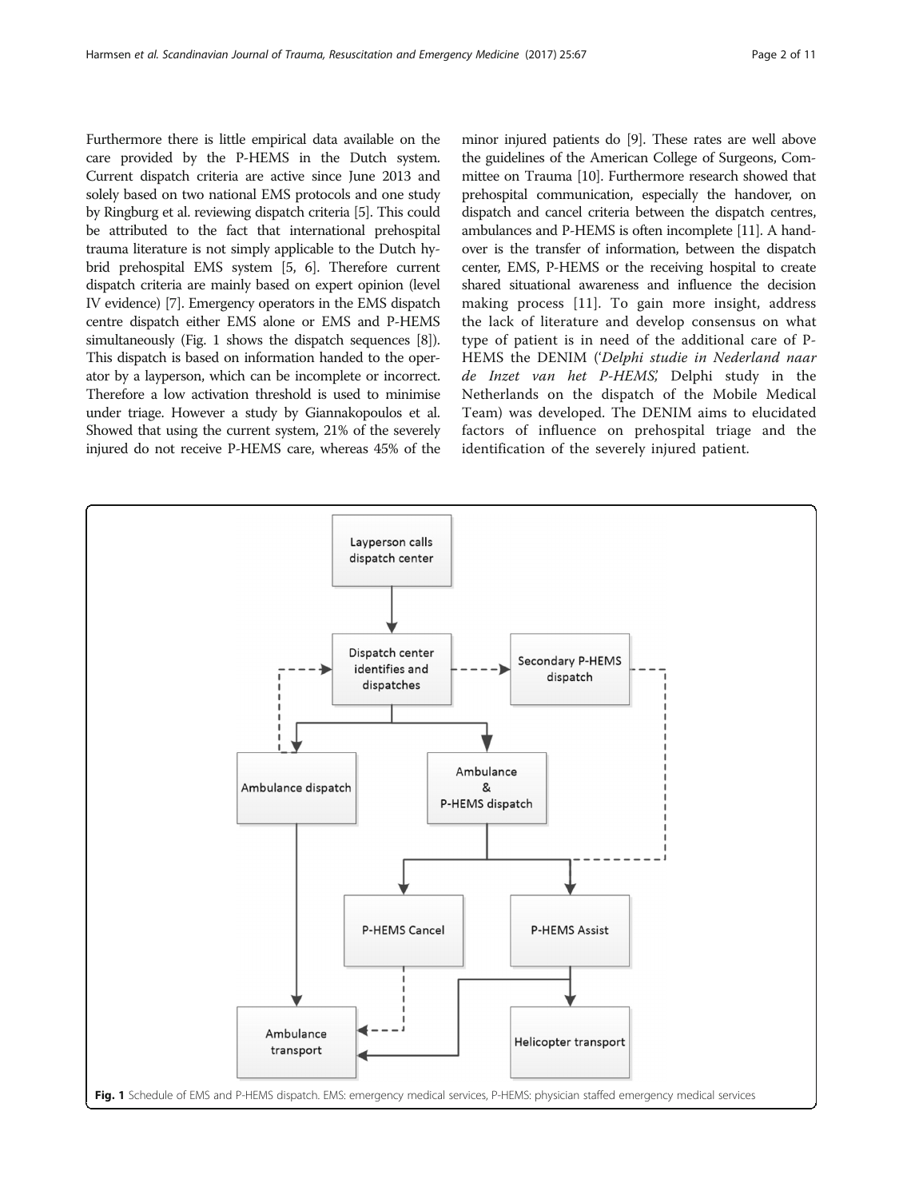Furthermore there is little empirical data available on the care provided by the P-HEMS in the Dutch system. Current dispatch criteria are active since June 2013 and solely based on two national EMS protocols and one study by Ringburg et al. reviewing dispatch criteria [5]. This could be attributed to the fact that international prehospital trauma literature is not simply applicable to the Dutch hybrid prehospital EMS system [5, 6]. Therefore current dispatch criteria are mainly based on expert opinion (level IV evidence) [7]. Emergency operators in the EMS dispatch centre dispatch either EMS alone or EMS and P-HEMS simultaneously (Fig. 1 shows the dispatch sequences [8]). This dispatch is based on information handed to the operator by a layperson, which can be incomplete or incorrect. Therefore a low activation threshold is used to minimise under triage. However a study by Giannakopoulos et al. Showed that using the current system, 21% of the severely injured do not receive P-HEMS care, whereas 45% of the minor injured patients do [9]. These rates are well above the guidelines of the American College of Surgeons, Committee on Trauma [10]. Furthermore research showed that prehospital communication, especially the handover, on dispatch and cancel criteria between the dispatch centres, ambulances and P-HEMS is often incomplete [11]. A handover is the transfer of information, between the dispatch center, EMS, P-HEMS or the receiving hospital to create shared situational awareness and influence the decision making process [11]. To gain more insight, address the lack of literature and develop consensus on what type of patient is in need of the additional care of P-HEMS the DENIM ('*Delphi studie in Nederland naar de Inzet van het P-HEMS*,' Delphi study in the Netherlands on the dispatch of the Mobile Medical Team) was developed. The DENIM aims to elucidated factors of influence on prehospital triage and the identification of the severely injured patient.

**Fig. 1** Schedule of EMS and P-HEMS dispatch. EMS: emergency medical services, P-HEMS: physician staffed emergency medical services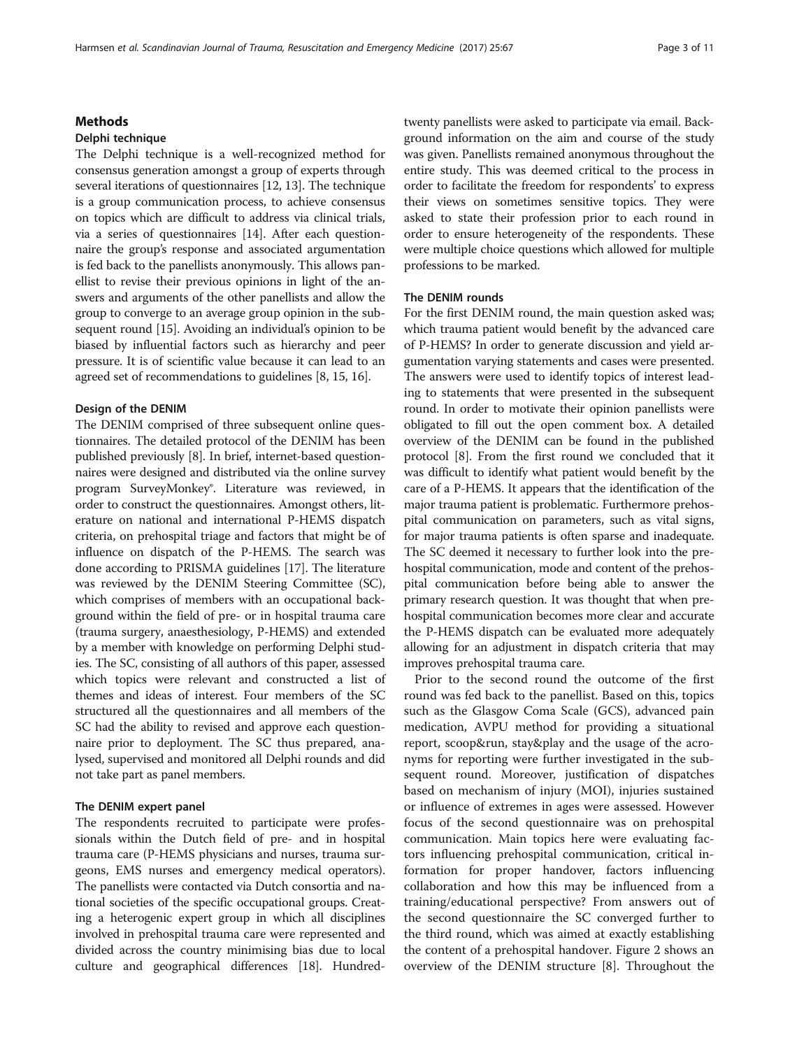## Methods

### Delphi technique

The Delphi technique is a well-recognized method for consensus generation amongst a group of experts through several iterations of questionnaires [12, 13]. The technique is a group communication process, to achieve consensus on topics which are difficult to address via clinical trials, via a series of questionnaires [14]. After each questionnaire the group's response and associated argumentation is fed back to the panellists anonymously. This allows panellist to revise their previous opinions in light of the answers and arguments of the other panellists and allow the group to converge to an average group opinion in the subsequent round [15]. Avoiding an individual's opinion to be biased by influential factors such as hierarchy and peer pressure. It is of scientific value because it can lead to an agreed set of recommendations to guidelines [8, 15, 16].

### Design of the DENIM

The DENIM comprised of three subsequent online questionnaires. The detailed protocol of the DENIM has been published previously [8]. In brief, internet-based questionnaires were designed and distributed via the online survey program SurveyMonkey®. Literature was reviewed, in order to construct the questionnaires. Amongst others, literature on national and international P-HEMS dispatch criteria, on prehospital triage and factors that might be of influence on dispatch of the P-HEMS. The search was done according to PRISMA guidelines [17]. The literature was reviewed by the DENIM Steering Committee (SC), which comprises of members with an occupational background within the field of pre- or in hospital trauma care (trauma surgery, anaesthesiology, P-HEMS) and extended by a member with knowledge on performing Delphi studies. The SC, consisting of all authors of this paper, assessed which topics were relevant and constructed a list of themes and ideas of interest. Four members of the SC structured all the questionnaires and all members of the SC had the ability to revised and approve each questionnaire prior to deployment. The SC thus prepared, analysed, supervised and monitored all Delphi rounds and did not take part as panel members.

### The DENIM expert panel

The respondents recruited to participate were professionals within the Dutch field of pre- and in hospital trauma care (P-HEMS physicians and nurses, trauma surgeons, EMS nurses and emergency medical operators). The panellists were contacted via Dutch consortia and national societies of the specific occupational groups. Creating a heterogenic expert group in which all disciplines involved in prehospital trauma care were represented and divided across the country minimising bias due to local culture and geographical differences [18]. Hundred-twenty panellists were asked to participate via email. Background information on the aim and course of the study was given. Panellists remained anonymous throughout the entire study. This was deemed critical to the process in order to facilitate the freedom for respondents' to express their views on sometimes sensitive topics. They were asked to state their profession prior to each round in order to ensure heterogeneity of the respondents. These were multiple choice questions which allowed for multiple professions to be marked.

### The DENIM rounds

For the first DENIM round, the main question asked was; which trauma patient would benefit by the advanced care of P-HEMS? In order to generate discussion and yield argumentation varying statements and cases were presented. The answers were used to identify topics of interest leading to statements that were presented in the subsequent round. In order to motivate their opinion panellists were obligated to fill out the open comment box. A detailed overview of the DENIM can be found in the published protocol [8]. From the first round we concluded that it was difficult to identify what patient would benefit by the care of a P-HEMS. It appears that the identification of the major trauma patient is problematic. Furthermore prehospital communication on parameters, such as vital signs, for major trauma patients is often sparse and inadequate. The SC deemed it necessary to further look into the prehospital communication, mode and content of the prehospital communication before being able to answer the primary research question. It was thought that when prehospital communication becomes more clear and accurate the P-HEMS dispatch can be evaluated more adequately allowing for an adjustment in dispatch criteria that may improves prehospital trauma care.

Prior to the second round the outcome of the first round was fed back to the panellist. Based on this, topics such as the Glasgow Coma Scale (GCS), advanced pain medication, AVPU method for providing a situational report, scoop&run, stay&play and the usage of the acronyms for reporting were further investigated in the subsequent round. Moreover, justification of dispatches based on mechanism of injury (MOI), injuries sustained or influence of extremes in ages were assessed. However focus of the second questionnaire was on prehospital communication. Main topics here were evaluating factors influencing prehospital communication, critical information for proper handover, factors influencing collaboration and how this may be influenced from a training/educational perspective? From answers out of the second questionnaire the SC converged further to the third round, which was aimed at exactly establishing the content of a prehospital handover. Figure 2 shows an overview of the DENIM structure [8]. Throughout the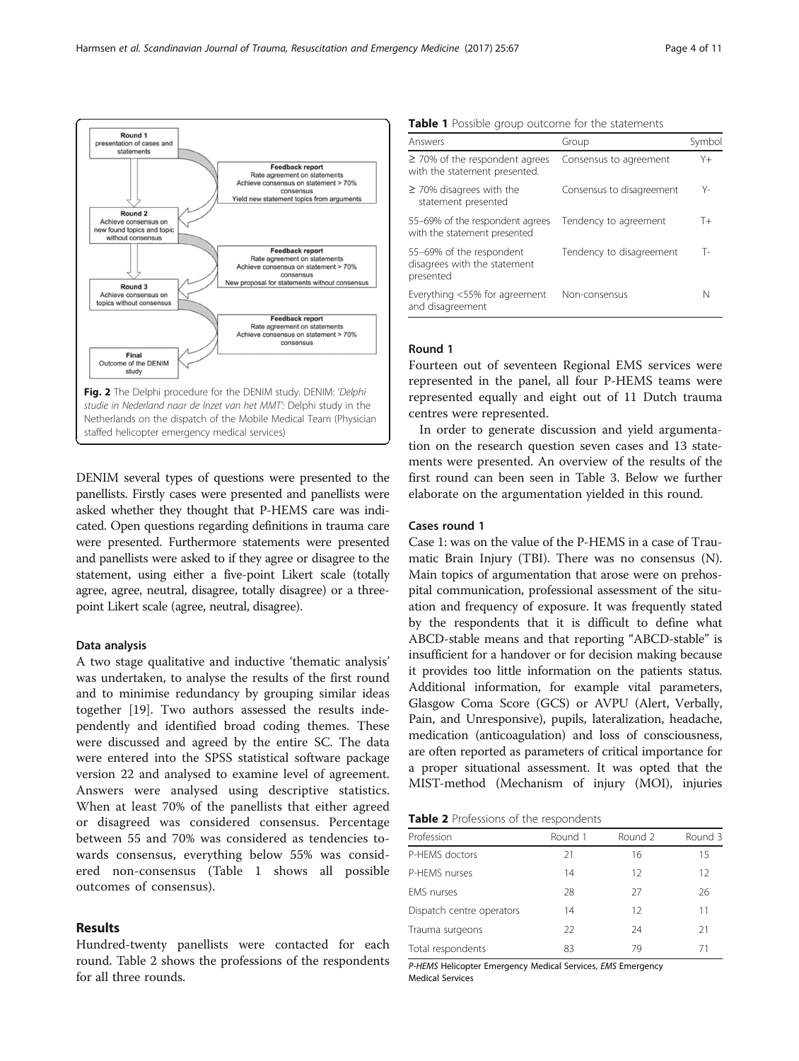Round 1
presentation of cases and statements

Feedback report
Rate agreement on statements
Achieve consensus on statement > 70% consensus
Yield new statement topics from arguments

Round 2
Achieve consensus on new found topics and topic without consensus

Feedback report
Rate agreement on statements
Achieve consensus on statement > 70% consensus
New proposal for statements without consensus

Round 3
Achieve consensus on topics without consensus

Feedback report
Rate agreement on statements
Achieve consensus on statement > 70% consensus

Final
Outcome of the DENIM study

**Fig. 2** The Delphi procedure for the DENIM study. DENIM: *'Delphi studie in Nederland naar de Inzet van het MMT'*: Delphi study in the Netherlands on the dispatch of the Mobile Medical Team (Physician staffed helicopter emergency medical services)

DENIM several types of questions were presented to the panellists. Firstly cases were presented and panellists were asked whether they thought that P-HEMS care was indicated. Open questions regarding definitions in trauma care were presented. Furthermore statements were presented and panellists were asked to if they agree or disagree to the statement, using either a five-point Likert scale (totally agree, agree, neutral, disagree, totally disagree) or a three-point Likert scale (agree, neutral, disagree).

#### Data analysis

A two stage qualitative and inductive 'thematic analysis' was undertaken, to analyse the results of the first round and to minimise redundancy by grouping similar ideas together [19]. Two authors assessed the results independently and identified broad coding themes. These were discussed and agreed by the entire SC. The data were entered into the SPSS statistical software package version 22 and analysed to examine level of agreement. Answers were analysed using descriptive statistics. When at least 70% of the panellists that either agreed or disagreed was considered consensus. Percentage between 55 and 70% was considered as tendencies towards consensus, everything below 55% was considered non-consensus (Table 1 shows all possible outcomes of consensus).

## Results

Hundred-twenty panellists were contacted for each round. Table 2 shows the professions of the respondents for all three rounds.

**Table 1** Possible group outcome for the statements

| Answers | Group | Symbol |
|---|---|---|
| ≥ 70% of the respondent agrees with the statement presented. | Consensus to agreement | Y+ |
| ≥ 70% disagrees with the statement presented | Consensus to disagreement | Y- |
| 55–69% of the respondent agrees with the statement presented | Tendency to agreement | T+ |
| 55–69% of the respondent disagrees with the statement presented | Tendency to disagreement | T- |
| Everything <55% for agreement and disagreement | Non-consensus | N |

#### Round 1

Fourteen out of seventeen Regional EMS services were represented in the panel, all four P-HEMS teams were represented equally and eight out of 11 Dutch trauma centres were represented.

In order to generate discussion and yield argumentation on the research question seven cases and 13 statements were presented. An overview of the results of the first round can been seen in Table 3. Below we further elaborate on the argumentation yielded in this round.

#### Cases round 1

Case 1: was on the value of the P-HEMS in a case of Traumatic Brain Injury (TBI). There was no consensus (N). Main topics of argumentation that arose were on prehospital communication, professional assessment of the situation and frequency of exposure. It was frequently stated by the respondents that it is difficult to define what ABCD-stable means and that reporting "ABCD-stable" is insufficient for a handover or for decision making because it provides too little information on the patients status. Additional information, for example vital parameters, Glasgow Coma Score (GCS) or AVPU (Alert, Verbally, Pain, and Unresponsive), pupils, lateralization, headache, medication (anticoagulation) and loss of consciousness, are often reported as parameters of critical importance for a proper situational assessment. It was opted that the MIST-method (Mechanism of injury (MOI), injuries

**Table 2** Professions of the respondents

| Profession | Round 1 | Round 2 | Round 3 |
|---|---|---|---|
| P-HEMS doctors | 21 | 16 | 15 |
| P-HEMS nurses | 14 | 12 | 12 |
| EMS nurses | 28 | 27 | 26 |
| Dispatch centre operators | 14 | 12 | 11 |
| Trauma surgeons | 22 | 24 | 21 |
| Total respondents | 83 | 79 | 71 |

*P-HEMS* Helicopter Emergency Medical Services, *EMS* Emergency Medical Services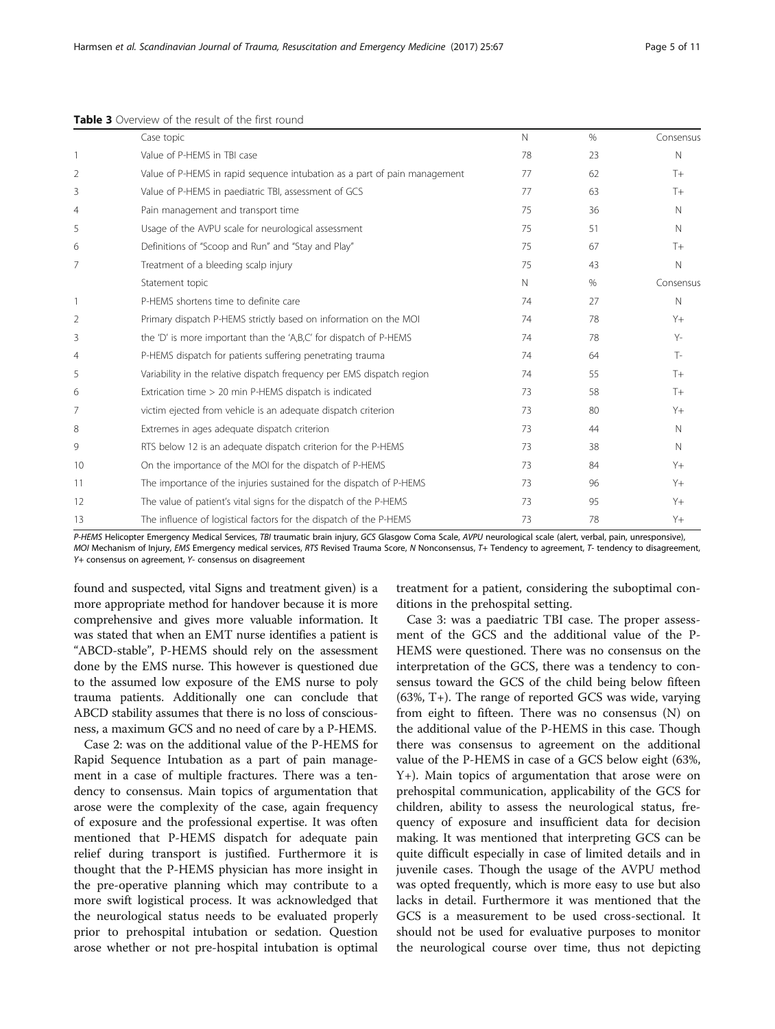**Table 3** Overview of the result of the first round

| | Case topic | N | % | Consensus |
|---|---|---|---|---|
| 1 | Value of P-HEMS in TBI case | 78 | 23 | N |
| 2 | Value of P-HEMS in rapid sequence intubation as a part of pain management | 77 | 62 | T+ |
| 3 | Value of P-HEMS in paediatric TBI, assessment of GCS | 77 | 63 | T+ |
| 4 | Pain management and transport time | 75 | 36 | N |
| 5 | Usage of the AVPU scale for neurological assessment | 75 | 51 | N |
| 6 | Definitions of "Scoop and Run" and "Stay and Play" | 75 | 67 | T+ |
| 7 | Treatment of a bleeding scalp injury | 75 | 43 | N |
| | Statement topic | N | % | Consensus |
| 1 | P-HEMS shortens time to definite care | 74 | 27 | N |
| 2 | Primary dispatch P-HEMS strictly based on information on the MOI | 74 | 78 | Y+ |
| 3 | the 'D' is more important than the 'A,B,C' for dispatch of P-HEMS | 74 | 78 | Y- |
| 4 | P-HEMS dispatch for patients suffering penetrating trauma | 74 | 64 | T- |
| 5 | Variability in the relative dispatch frequency per EMS dispatch region | 74 | 55 | T+ |
| 6 | Extrication time > 20 min P-HEMS dispatch is indicated | 73 | 58 | T+ |
| 7 | victim ejected from vehicle is an adequate dispatch criterion | 73 | 80 | Y+ |
| 8 | Extremes in ages adequate dispatch criterion | 73 | 44 | N |
| 9 | RTS below 12 is an adequate dispatch criterion for the P-HEMS | 73 | 38 | N |
| 10 | On the importance of the MOI for the dispatch of P-HEMS | 73 | 84 | Y+ |
| 11 | The importance of the injuries sustained for the dispatch of P-HEMS | 73 | 96 | Y+ |
| 12 | The value of patient's vital signs for the dispatch of the P-HEMS | 73 | 95 | Y+ |
| 13 | The influence of logistical factors for the dispatch of the P-HEMS | 73 | 78 | Y+ |

*P-HEMS* Helicopter Emergency Medical Services, *TBI* traumatic brain injury, *GCS* Glasgow Coma Scale, *AVPU* neurological scale (alert, verbal, pain, unresponsive), *MOI* Mechanism of Injury, *EMS* Emergency medical services, *RTS* Revised Trauma Score, *N* Nonconsensus, *T+* Tendency to agreement, *T-* tendency to disagreement, *Y+* consensus on agreement, *Y-* consensus on disagreement

found and suspected, vital Signs and treatment given) is a more appropriate method for handover because it is more comprehensive and gives more valuable information. It was stated that when an EMT nurse identifies a patient is "ABCD-stable", P-HEMS should rely on the assessment done by the EMS nurse. This however is questioned due to the assumed low exposure of the EMS nurse to poly trauma patients. Additionally one can conclude that ABCD stability assumes that there is no loss of consciousness, a maximum GCS and no need of care by a P-HEMS.

Case 2: was on the additional value of the P-HEMS for Rapid Sequence Intubation as a part of pain management in a case of multiple fractures. There was a tendency to consensus. Main topics of argumentation that arose were the complexity of the case, again frequency of exposure and the professional expertise. It was often mentioned that P-HEMS dispatch for adequate pain relief during transport is justified. Furthermore it is thought that the P-HEMS physician has more insight in the pre-operative planning which may contribute to a more swift logistical process. It was acknowledged that the neurological status needs to be evaluated properly prior to prehospital intubation or sedation. Question arose whether or not pre-hospital intubation is optimal treatment for a patient, considering the suboptimal conditions in the prehospital setting.

Case 3: was a paediatric TBI case. The proper assessment of the GCS and the additional value of the P-HEMS were questioned. There was no consensus on the interpretation of the GCS, there was a tendency to consensus toward the GCS of the child being below fifteen (63%, T+). The range of reported GCS was wide, varying from eight to fifteen. There was no consensus (N) on the additional value of the P-HEMS in this case. Though there was consensus to agreement on the additional value of the P-HEMS in case of a GCS below eight (63%, Y+). Main topics of argumentation that arose were on prehospital communication, applicability of the GCS for children, ability to assess the neurological status, frequency of exposure and insufficient data for decision making. It was mentioned that interpreting GCS can be quite difficult especially in case of limited details and in juvenile cases. Though the usage of the AVPU method was opted frequently, which is more easy to use but also lacks in detail. Furthermore it was mentioned that the GCS is a measurement to be used cross-sectional. It should not be used for evaluative purposes to monitor the neurological course over time, thus not depicting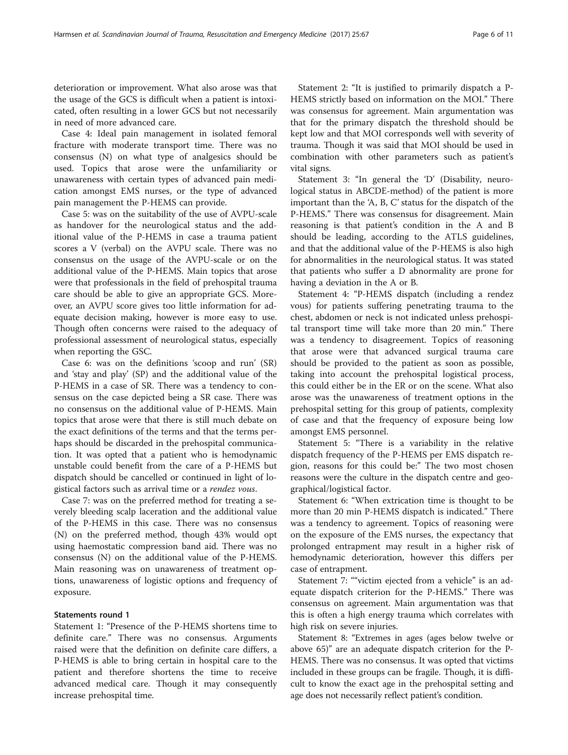deterioration or improvement. What also arose was that the usage of the GCS is difficult when a patient is intoxicated, often resulting in a lower GCS but not necessarily in need of more advanced care.

Case 4: Ideal pain management in isolated femoral fracture with moderate transport time. There was no consensus (N) on what type of analgesics should be used. Topics that arose were the unfamiliarity or unawareness with certain types of advanced pain medication amongst EMS nurses, or the type of advanced pain management the P-HEMS can provide.

Case 5: was on the suitability of the use of AVPU-scale as handover for the neurological status and the additional value of the P-HEMS in case a trauma patient scores a V (verbal) on the AVPU scale. There was no consensus on the usage of the AVPU-scale or on the additional value of the P-HEMS. Main topics that arose were that professionals in the field of prehospital trauma care should be able to give an appropriate GCS. Moreover, an AVPU score gives too little information for adequate decision making, however is more easy to use. Though often concerns were raised to the adequacy of professional assessment of neurological status, especially when reporting the GSC.

Case 6: was on the definitions 'scoop and run' (SR) and 'stay and play' (SP) and the additional value of the P-HEMS in a case of SR. There was a tendency to consensus on the case depicted being a SR case. There was no consensus on the additional value of P-HEMS. Main topics that arose were that there is still much debate on the exact definitions of the terms and that the terms perhaps should be discarded in the prehospital communication. It was opted that a patient who is hemodynamic unstable could benefit from the care of a P-HEMS but dispatch should be cancelled or continued in light of logistical factors such as arrival time or a *rendez vous*.

Case 7: was on the preferred method for treating a severely bleeding scalp laceration and the additional value of the P-HEMS in this case. There was no consensus (N) on the preferred method, though 43% would opt using haemostatic compression band aid. There was no consensus (N) on the additional value of the P-HEMS. Main reasoning was on unawareness of treatment options, unawareness of logistic options and frequency of exposure.

#### Statements round 1

Statement 1: "Presence of the P-HEMS shortens time to definite care." There was no consensus. Arguments raised were that the definition on definite care differs, a P-HEMS is able to bring certain in hospital care to the patient and therefore shortens the time to receive advanced medical care. Though it may consequently increase prehospital time.

Statement 2: "It is justified to primarily dispatch a P-HEMS strictly based on information on the MOI." There was consensus for agreement. Main argumentation was that for the primary dispatch the threshold should be kept low and that MOI corresponds well with severity of trauma. Though it was said that MOI should be used in combination with other parameters such as patient's vital signs.

Statement 3: "In general the 'D' (Disability, neurological status in ABCDE-method) of the patient is more important than the 'A, B, C' status for the dispatch of the P-HEMS." There was consensus for disagreement. Main reasoning is that patient's condition in the A and B should be leading, according to the ATLS guidelines, and that the additional value of the P-HEMS is also high for abnormalities in the neurological status. It was stated that patients who suffer a D abnormality are prone for having a deviation in the A or B.

Statement 4: "P-HEMS dispatch (including a rendez vous) for patients suffering penetrating trauma to the chest, abdomen or neck is not indicated unless prehospital transport time will take more than 20 min." There was a tendency to disagreement. Topics of reasoning that arose were that advanced surgical trauma care should be provided to the patient as soon as possible, taking into account the prehospital logistical process, this could either be in the ER or on the scene. What also arose was the unawareness of treatment options in the prehospital setting for this group of patients, complexity of case and that the frequency of exposure being low amongst EMS personnel.

Statement 5: "There is a variability in the relative dispatch frequency of the P-HEMS per EMS dispatch region, reasons for this could be:" The two most chosen reasons were the culture in the dispatch centre and geographical/logistical factor.

Statement 6: "When extrication time is thought to be more than 20 min P-HEMS dispatch is indicated." There was a tendency to agreement. Topics of reasoning were on the exposure of the EMS nurses, the expectancy that prolonged entrapment may result in a higher risk of hemodynamic deterioration, however this differs per case of entrapment.

Statement 7: ""victim ejected from a vehicle" is an adequate dispatch criterion for the P-HEMS." There was consensus on agreement. Main argumentation was that this is often a high energy trauma which correlates with high risk on severe injuries.

Statement 8: "Extremes in ages (ages below twelve or above 65)" are an adequate dispatch criterion for the P-HEMS. There was no consensus. It was opted that victims included in these groups can be fragile. Though, it is difficult to know the exact age in the prehospital setting and age does not necessarily reflect patient's condition.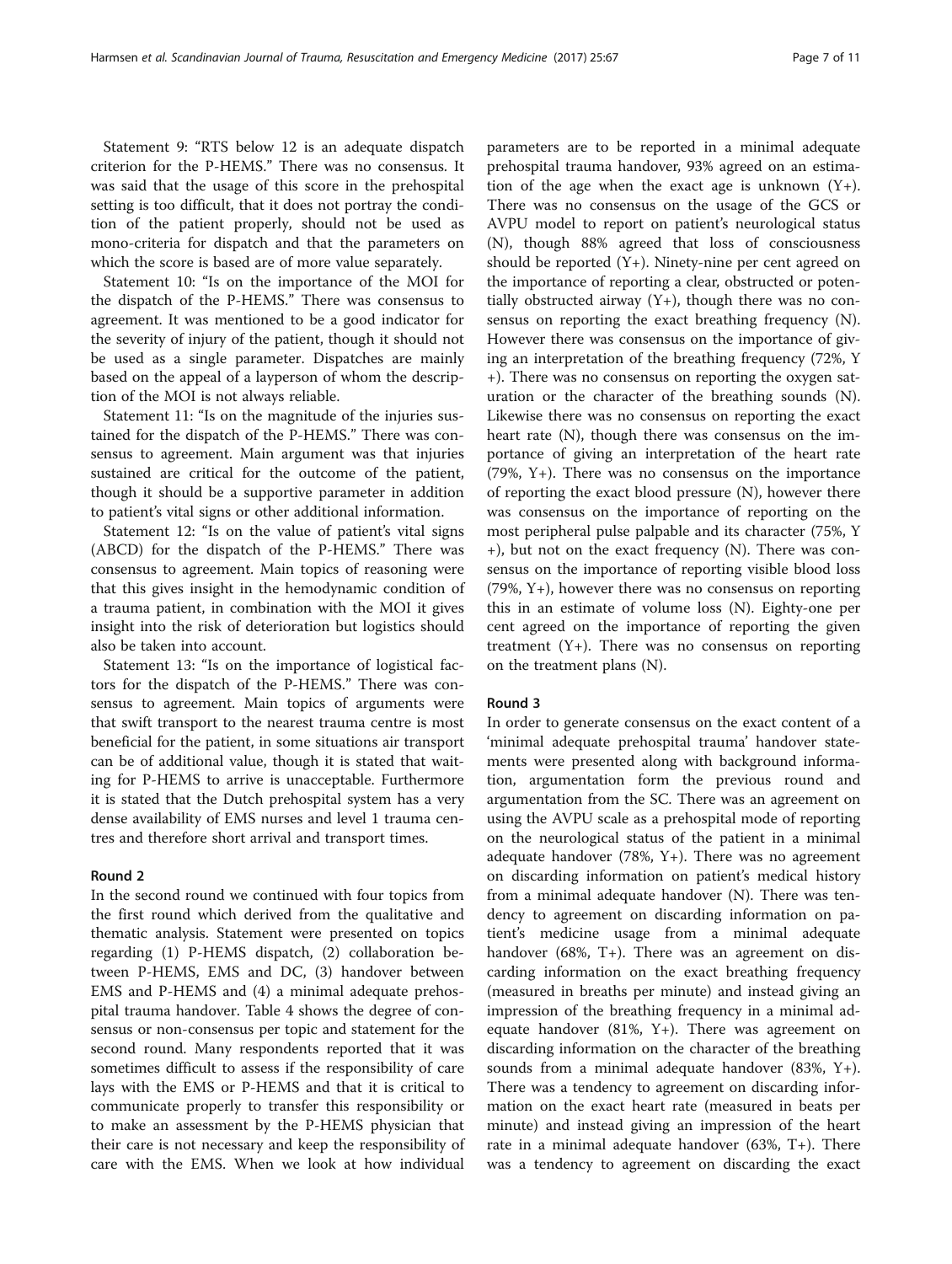Statement 9: "RTS below 12 is an adequate dispatch criterion for the P-HEMS." There was no consensus. It was said that the usage of this score in the prehospital setting is too difficult, that it does not portray the condition of the patient properly, should not be used as mono-criteria for dispatch and that the parameters on which the score is based are of more value separately.

Statement 10: "Is on the importance of the MOI for the dispatch of the P-HEMS." There was consensus to agreement. It was mentioned to be a good indicator for the severity of injury of the patient, though it should not be used as a single parameter. Dispatches are mainly based on the appeal of a layperson of whom the description of the MOI is not always reliable.

Statement 11: "Is on the magnitude of the injuries sustained for the dispatch of the P-HEMS." There was consensus to agreement. Main argument was that injuries sustained are critical for the outcome of the patient, though it should be a supportive parameter in addition to patient's vital signs or other additional information.

Statement 12: "Is on the value of patient's vital signs (ABCD) for the dispatch of the P-HEMS." There was consensus to agreement. Main topics of reasoning were that this gives insight in the hemodynamic condition of a trauma patient, in combination with the MOI it gives insight into the risk of deterioration but logistics should also be taken into account.

Statement 13: "Is on the importance of logistical factors for the dispatch of the P-HEMS." There was consensus to agreement. Main topics of arguments were that swift transport to the nearest trauma centre is most beneficial for the patient, in some situations air transport can be of additional value, though it is stated that waiting for P-HEMS to arrive is unacceptable. Furthermore it is stated that the Dutch prehospital system has a very dense availability of EMS nurses and level 1 trauma centres and therefore short arrival and transport times.

## Round 2

In the second round we continued with four topics from the first round which derived from the qualitative and thematic analysis. Statement were presented on topics regarding (1) P-HEMS dispatch, (2) collaboration between P-HEMS, EMS and DC, (3) handover between EMS and P-HEMS and (4) a minimal adequate prehospital trauma handover. Table 4 shows the degree of consensus or non-consensus per topic and statement for the second round. Many respondents reported that it was sometimes difficult to assess if the responsibility of care lays with the EMS or P-HEMS and that it is critical to communicate properly to transfer this responsibility or to make an assessment by the P-HEMS physician that their care is not necessary and keep the responsibility of care with the EMS. When we look at how individual parameters are to be reported in a minimal adequate prehospital trauma handover, 93% agreed on an estimation of the age when the exact age is unknown (Y+). There was no consensus on the usage of the GCS or AVPU model to report on patient's neurological status (N), though 88% agreed that loss of consciousness should be reported (Y+). Ninety-nine per cent agreed on the importance of reporting a clear, obstructed or potentially obstructed airway (Y+), though there was no consensus on reporting the exact breathing frequency (N). However there was consensus on the importance of giving an interpretation of the breathing frequency (72%, Y+). There was no consensus on reporting the oxygen saturation or the character of the breathing sounds (N). Likewise there was no consensus on reporting the exact heart rate (N), though there was consensus on the importance of giving an interpretation of the heart rate (79%, Y+). There was no consensus on the importance of reporting the exact blood pressure (N), however there was consensus on the importance of reporting on the most peripheral pulse palpable and its character (75%, Y+), but not on the exact frequency (N). There was consensus on the importance of reporting visible blood loss (79%, Y+), however there was no consensus on reporting this in an estimate of volume loss (N). Eighty-one per cent agreed on the importance of reporting the given treatment (Y+). There was no consensus on reporting on the treatment plans (N).

## Round 3

In order to generate consensus on the exact content of a 'minimal adequate prehospital trauma' handover statements were presented along with background information, argumentation form the previous round and argumentation from the SC. There was an agreement on using the AVPU scale as a prehospital mode of reporting on the neurological status of the patient in a minimal adequate handover (78%, Y+). There was no agreement on discarding information on patient's medical history from a minimal adequate handover (N). There was tendency to agreement on discarding information on patient's medicine usage from a minimal adequate handover (68%, T+). There was an agreement on discarding information on the exact breathing frequency (measured in breaths per minute) and instead giving an impression of the breathing frequency in a minimal adequate handover (81%, Y+). There was agreement on discarding information on the character of the breathing sounds from a minimal adequate handover (83%, Y+). There was a tendency to agreement on discarding information on the exact heart rate (measured in beats per minute) and instead giving an impression of the heart rate in a minimal adequate handover (63%, T+). There was a tendency to agreement on discarding the exact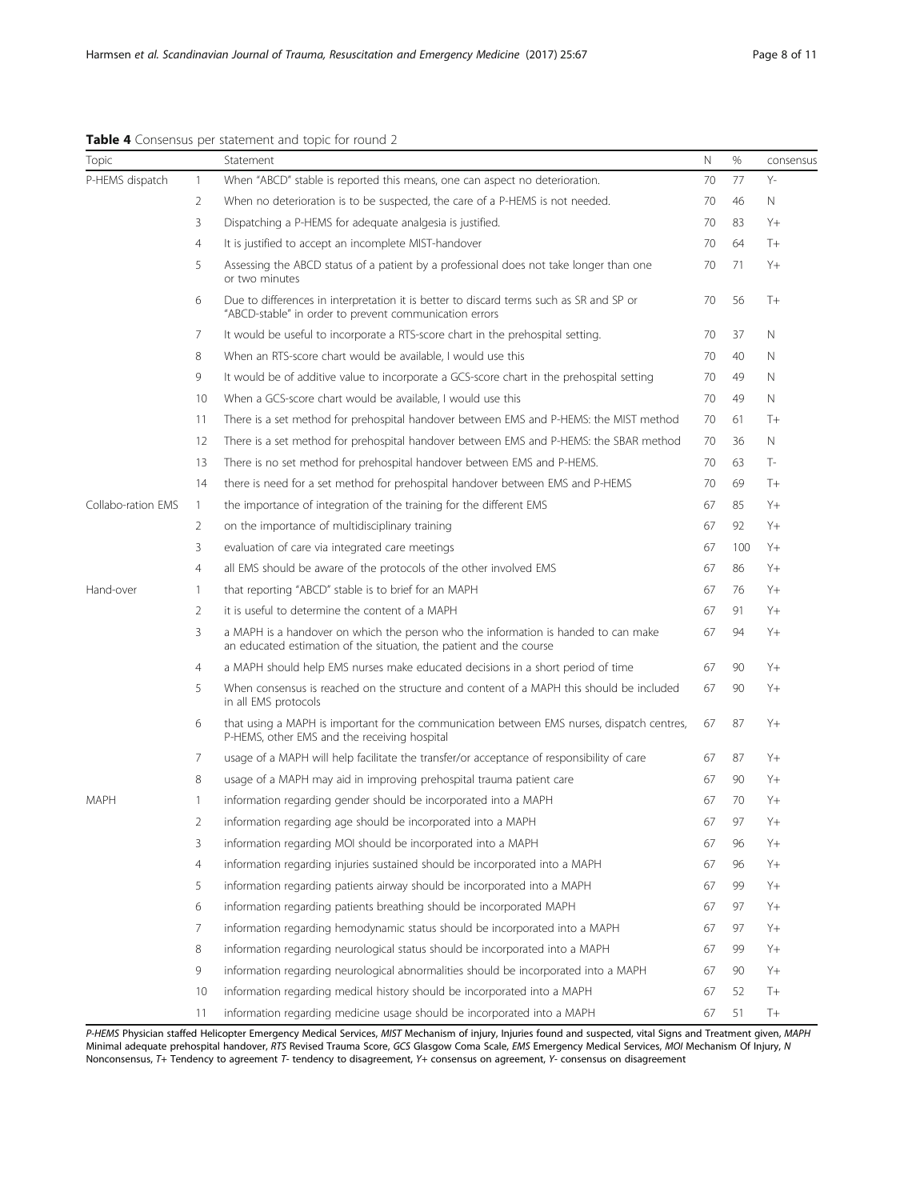**Table 4** Consensus per statement and topic for round 2

| Topic | | Statement | N | % | consensus |
|---|---|---|---|---|---|
| P-HEMS dispatch | 1 | When "ABCD" stable is reported this means, one can aspect no deterioration. | 70 | 77 | Y- |
| | 2 | When no deterioration is to be suspected, the care of a P-HEMS is not needed. | 70 | 46 | N |
| | 3 | Dispatching a P-HEMS for adequate analgesia is justified. | 70 | 83 | Y+ |
| | 4 | It is justified to accept an incomplete MIST-handover | 70 | 64 | T+ |
| | 5 | Assessing the ABCD status of a patient by a professional does not take longer than one or two minutes | 70 | 71 | Y+ |
| | 6 | Due to differences in interpretation it is better to discard terms such as SR and SP or "ABCD-stable" in order to prevent communication errors | 70 | 56 | T+ |
| | 7 | It would be useful to incorporate a RTS-score chart in the prehospital setting. | 70 | 37 | N |
| | 8 | When an RTS-score chart would be available, I would use this | 70 | 40 | N |
| | 9 | It would be of additive value to incorporate a GCS-score chart in the prehospital setting | 70 | 49 | N |
| | 10 | When a GCS-score chart would be available, I would use this | 70 | 49 | N |
| | 11 | There is a set method for prehospital handover between EMS and P-HEMS: the MIST method | 70 | 61 | T+ |
| | 12 | There is a set method for prehospital handover between EMS and P-HEMS: the SBAR method | 70 | 36 | N |
| | 13 | There is no set method for prehospital handover between EMS and P-HEMS. | 70 | 63 | T- |
| | 14 | there is need for a set method for prehospital handover between EMS and P-HEMS | 70 | 69 | T+ |
| Collabo-ration EMS | 1 | the importance of integration of the training for the different EMS | 67 | 85 | Y+ |
| | 2 | on the importance of multidisciplinary training | 67 | 92 | Y+ |
| | 3 | evaluation of care via integrated care meetings | 67 | 100 | Y+ |
| | 4 | all EMS should be aware of the protocols of the other involved EMS | 67 | 86 | Y+ |
| Hand-over | 1 | that reporting "ABCD" stable is to brief for an MAPH | 67 | 76 | Y+ |
| | 2 | it is useful to determine the content of a MAPH | 67 | 91 | Y+ |
| | 3 | a MAPH is a handover on which the person who the information is handed to can make an educated estimation of the situation, the patient and the course | 67 | 94 | Y+ |
| | 4 | a MAPH should help EMS nurses make educated decisions in a short period of time | 67 | 90 | Y+ |
| | 5 | When consensus is reached on the structure and content of a MAPH this should be included in all EMS protocols | 67 | 90 | Y+ |
| | 6 | that using a MAPH is important for the communication between EMS nurses, dispatch centres, P-HEMS, other EMS and the receiving hospital | 67 | 87 | Y+ |
| | 7 | usage of a MAPH will help facilitate the transfer/or acceptance of responsibility of care | 67 | 87 | Y+ |
| | 8 | usage of a MAPH may aid in improving prehospital trauma patient care | 67 | 90 | Y+ |
| MAPH | 1 | information regarding gender should be incorporated into a MAPH | 67 | 70 | Y+ |
| | 2 | information regarding age should be incorporated into a MAPH | 67 | 97 | Y+ |
| | 3 | information regarding MOI should be incorporated into a MAPH | 67 | 96 | Y+ |
| | 4 | information regarding injuries sustained should be incorporated into a MAPH | 67 | 96 | Y+ |
| | 5 | information regarding patients airway should be incorporated into a MAPH | 67 | 99 | Y+ |
| | 6 | information regarding patients breathing should be incorporated MAPH | 67 | 97 | Y+ |
| | 7 | information regarding hemodynamic status should be incorporated into a MAPH | 67 | 97 | Y+ |
| | 8 | information regarding neurological status should be incorporated into a MAPH | 67 | 99 | Y+ |
| | 9 | information regarding neurological abnormalities should be incorporated into a MAPH | 67 | 90 | Y+ |
| | 10 | information regarding medical history should be incorporated into a MAPH | 67 | 52 | T+ |
| | 11 | information regarding medicine usage should be incorporated into a MAPH | 67 | 51 | T+ |

*P-HEMS* Physician staffed Helicopter Emergency Medical Services, *MIST* Mechanism of injury, Injuries found and suspected, vital Signs and Treatment given, *MAPH* Minimal adequate prehospital handover, *RTS* Revised Trauma Score, *GCS* Glasgow Coma Scale, *EMS* Emergency Medical Services, *MOI* Mechanism Of Injury, *N* Nonconsensus, *T+* Tendency to agreement *T-* tendency to disagreement, *Y+* consensus on agreement, *Y-* consensus on disagreement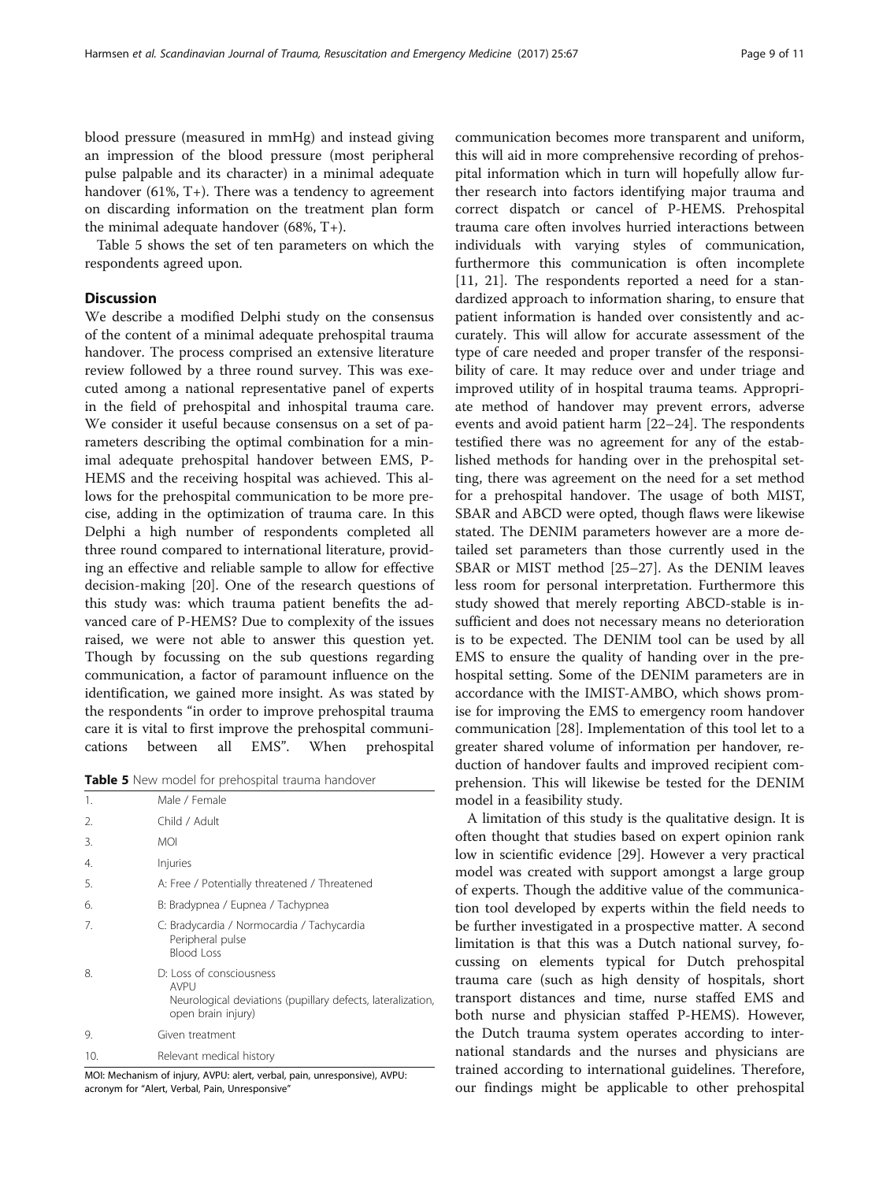blood pressure (measured in mmHg) and instead giving an impression of the blood pressure (most peripheral pulse palpable and its character) in a minimal adequate handover (61%, T+). There was a tendency to agreement on discarding information on the treatment plan form the minimal adequate handover (68%, T+).

Table 5 shows the set of ten parameters on which the respondents agreed upon.

## Discussion

We describe a modified Delphi study on the consensus of the content of a minimal adequate prehospital trauma handover. The process comprised an extensive literature review followed by a three round survey. This was executed among a national representative panel of experts in the field of prehospital and inhospital trauma care. We consider it useful because consensus on a set of parameters describing the optimal combination for a minimal adequate prehospital handover between EMS, P-HEMS and the receiving hospital was achieved. This allows for the prehospital communication to be more precise, adding in the optimization of trauma care. In this Delphi a high number of respondents completed all three round compared to international literature, providing an effective and reliable sample to allow for effective decision-making [20]. One of the research questions of this study was: which trauma patient benefits the advanced care of P-HEMS? Due to complexity of the issues raised, we were not able to answer this question yet. Though by focussing on the sub questions regarding communication, a factor of paramount influence on the identification, we gained more insight. As was stated by the respondents "in order to improve prehospital trauma care it is vital to first improve the prehospital communications between all EMS". When prehospital communication becomes more transparent and uniform, this will aid in more comprehensive recording of prehospital information which in turn will hopefully allow further research into factors identifying major trauma and correct dispatch or cancel of P-HEMS. Prehospital trauma care often involves hurried interactions between individuals with varying styles of communication, furthermore this communication is often incomplete [11, 21]. The respondents reported a need for a standardized approach to information sharing, to ensure that patient information is handed over consistently and accurately. This will allow for accurate assessment of the type of care needed and proper transfer of the responsibility of care. It may reduce over and under triage and improved utility of in hospital trauma teams. Appropriate method of handover may prevent errors, adverse events and avoid patient harm [22–24]. The respondents testified there was no agreement for any of the established methods for handing over in the prehospital setting, there was agreement on the need for a set method for a prehospital handover. The usage of both MIST, SBAR and ABCD were opted, though flaws were likewise stated. The DENIM parameters however are a more detailed set parameters than those currently used in the SBAR or MIST method [25–27]. As the DENIM leaves less room for personal interpretation. Furthermore this study showed that merely reporting ABCD-stable is insufficient and does not necessary means no deterioration is to be expected. The DENIM tool can be used by all EMS to ensure the quality of handing over in the prehospital setting. Some of the DENIM parameters are in accordance with the IMIST-AMBO, which shows promise for improving the EMS to emergency room handover communication [28]. Implementation of this tool let to a greater shared volume of information per handover, reduction of handover faults and improved recipient comprehension. This will likewise be tested for the DENIM model in a feasibility study.

**Table 5** New model for prehospital trauma handover

| | |
|---|---|
| 1. | Male / Female |
| 2. | Child / Adult |
| 3. | MOI |
| 4. | Injuries |
| 5. | A: Free / Potentially threatened / Threatened |
| 6. | B: Bradypnea / Eupnea / Tachypnea |
| 7. | C: Bradycardia / Normocardia / Tachycardia<br>Peripheral pulse<br>Blood Loss |
| 8. | D: Loss of consciousness<br>AVPU<br>Neurological deviations (pupillary defects, lateralization, open brain injury) |
| 9. | Given treatment |
| 10. | Relevant medical history |

MOI: Mechanism of injury, AVPU: alert, verbal, pain, unresponsive), AVPU: acronym for "Alert, Verbal, Pain, Unresponsive"

A limitation of this study is the qualitative design. It is often thought that studies based on expert opinion rank low in scientific evidence [29]. However a very practical model was created with support amongst a large group of experts. Though the additive value of the communication tool developed by experts within the field needs to be further investigated in a prospective matter. A second limitation is that this was a Dutch national survey, focussing on elements typical for Dutch prehospital trauma care (such as high density of hospitals, short transport distances and time, nurse staffed EMS and both nurse and physician staffed P-HEMS). However, the Dutch trauma system operates according to international standards and the nurses and physicians are trained according to international guidelines. Therefore, our findings might be applicable to other prehospital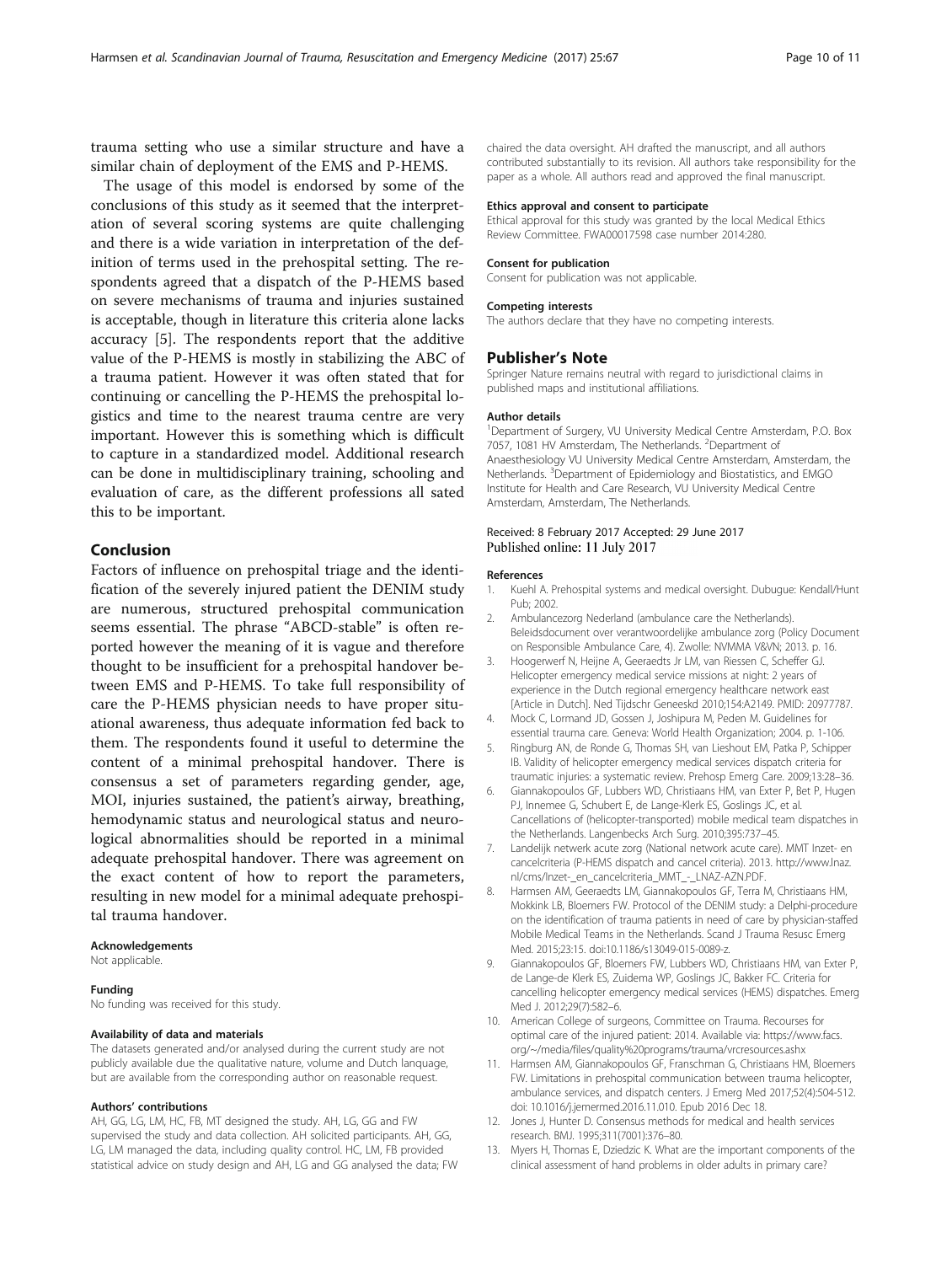trauma setting who use a similar structure and have a similar chain of deployment of the EMS and P-HEMS.

The usage of this model is endorsed by some of the conclusions of this study as it seemed that the interpretation of several scoring systems are quite challenging and there is a wide variation in interpretation of the definition of terms used in the prehospital setting. The respondents agreed that a dispatch of the P-HEMS based on severe mechanisms of trauma and injuries sustained is acceptable, though in literature this criteria alone lacks accuracy [5]. The respondents report that the additive value of the P-HEMS is mostly in stabilizing the ABC of a trauma patient. However it was often stated that for continuing or cancelling the P-HEMS the prehospital logistics and time to the nearest trauma centre are very important. However this is something which is difficult to capture in a standardized model. Additional research can be done in multidisciplinary training, schooling and evaluation of care, as the different professions all sated this to be important.

## Conclusion

Factors of influence on prehospital triage and the identification of the severely injured patient the DENIM study are numerous, structured prehospital communication seems essential. The phrase "ABCD-stable" is often reported however the meaning of it is vague and therefore thought to be insufficient for a prehospital handover between EMS and P-HEMS. To take full responsibility of care the P-HEMS physician needs to have proper situational awareness, thus adequate information fed back to them. The respondents found it useful to determine the content of a minimal prehospital handover. There is consensus a set of parameters regarding gender, age, MOI, injuries sustained, the patient's airway, breathing, hemodynamic status and neurological status and neurological abnormalities should be reported in a minimal adequate prehospital handover. There was agreement on the exact content of how to report the parameters, resulting in new model for a minimal adequate prehospital trauma handover.

#### Acknowledgements

Not applicable.

#### Funding

No funding was received for this study.

#### Availability of data and materials

The datasets generated and/or analysed during the current study are not publicly available due the qualitative nature, volume and Dutch lanquage, but are available from the corresponding author on reasonable request.

#### Authors' contributions

AH, GG, LG, LM, HC, FB, MT designed the study. AH, LG, GG and FW supervised the study and data collection. AH solicited participants. AH, GG, LG, LM managed the data, including quality control. HC, LM, FB provided statistical advice on study design and AH, LG and GG analysed the data; FW chaired the data oversight. AH drafted the manuscript, and all authors contributed substantially to its revision. All authors take responsibility for the paper as a whole. All authors read and approved the final manuscript.

#### Ethics approval and consent to participate

Ethical approval for this study was granted by the local Medical Ethics Review Committee. FWA00017598 case number 2014:280.

#### Consent for publication

Consent for publication was not applicable.

#### Competing interests

The authors declare that they have no competing interests.

## Publisher's Note

Springer Nature remains neutral with regard to jurisdictional claims in published maps and institutional affiliations.

#### Author details

[1]Department of Surgery, VU University Medical Centre Amsterdam, P.O. Box 7057, 1081 HV Amsterdam, The Netherlands. [2]Department of Anaesthesiology VU University Medical Centre Amsterdam, Amsterdam, the Netherlands. [3]Department of Epidemiology and Biostatistics, and EMGO Institute for Health and Care Research, VU University Medical Centre Amsterdam, Amsterdam, The Netherlands.

Received: 8 February 2017 Accepted: 29 June 2017
Published online: 11 July 2017

#### References

1. Kuehl A. Prehospital systems and medical oversight. Dubugue: Kendall/Hunt Pub; 2002.
2. Ambulancezorg Nederland (ambulance care the Netherlands). Beleidsdocument over verantwoordelijke ambulance zorg (Policy Document on Responsible Ambulance Care, 4). Zwolle: NVMMA V&VN; 2013. p. 16.
3. Hoogerwerf N, Heijne A, Geeraedts Jr LM, van Riessen C, Scheffer GJ. Helicopter emergency medical service missions at night: 2 years of experience in the Dutch regional emergency healthcare network east [Article in Dutch]. Ned Tijdschr Geneeskd 2010;154:A2149. PMID: 20977787.
4. Mock C, Lormand JD, Gossen J, Joshipura M, Peden M. Guidelines for essential trauma care. Geneva: World Health Organization; 2004. p. 1-106.
5. Ringburg AN, de Ronde G, Thomas SH, van Lieshout EM, Patka P, Schipper IB. Validity of helicopter emergency medical services dispatch criteria for traumatic injuries: a systematic review. Prehosp Emerg Care. 2009;13:28–36.
6. Giannakopoulos GF, Lubbers WD, Christiaans HM, van Exter P, Bet P, Hugen PJ, Innemee G, Schubert E, de Lange-Klerk ES, Goslings JC, et al. Cancellations of (helicopter-transported) mobile medical team dispatches in the Netherlands. Langenbecks Arch Surg. 2010;395:737–45.
7. Landelijk netwerk acute zorg (National network acute care). MMT Inzet- en cancelcriteria (P-HEMS dispatch and cancel criteria). 2013. http://www.lnaz.nl/cms/Inzet-_en_cancelcriteria_MMT_-_LNAZ-AZN.PDF.
8. Harmsen AM, Geeraedts LM, Giannakopoulos GF, Terra M, Christiaans HM, Mokkink LB, Bloemers FW. Protocol of the DENIM study: a Delphi-procedure on the identification of trauma patients in need of care by physician-staffed Mobile Medical Teams in the Netherlands. Scand J Trauma Resusc Emerg Med. 2015;23:15. doi:10.1186/s13049-015-0089-z.
9. Giannakopoulos GF, Bloemers FW, Lubbers WD, Christiaans HM, van Exter P, de Lange-de Klerk ES, Zuidema WP, Goslings JC, Bakker FC. Criteria for cancelling helicopter emergency medical services (HEMS) dispatches. Emerg Med J. 2012;29(7):582–6.
10. American College of surgeons, Committee on Trauma. Recourses for optimal care of the injured patient: 2014. Available via: https://www.facs.org/~/media/files/quality%20programs/trauma/vrcresources.ashx
11. Harmsen AM, Giannakopoulos GF, Franschman G, Christiaans HM, Bloemers FW. Limitations in prehospital communication between trauma helicopter, ambulance services, and dispatch centers. J Emerg Med 2017;52(4):504-512. doi: 10.1016/j.jemermed.2016.11.010. Epub 2016 Dec 18.
12. Jones J, Hunter D. Consensus methods for medical and health services research. BMJ. 1995;311(7001):376–80.
13. Myers H, Thomas E, Dziedzic K. What are the important components of the clinical assessment of hand problems in older adults in primary care?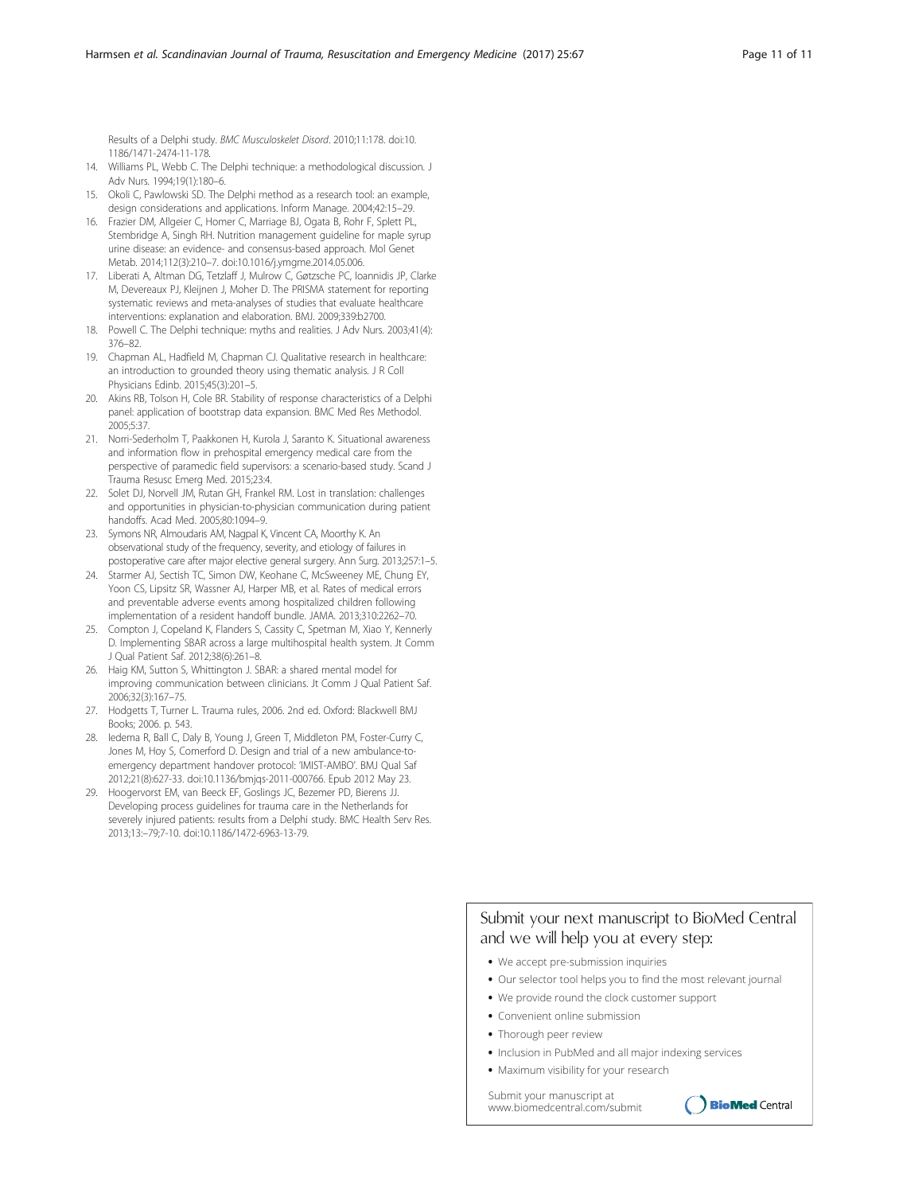Results of a Delphi study. *BMC Musculoskelet Disord*. 2010;11:178. doi:10.1186/1471-2474-11-178.

14. Williams PL, Webb C. The Delphi technique: a methodological discussion. J Adv Nurs. 1994;19(1):180–6.
15. Okoli C, Pawlowski SD. The Delphi method as a research tool: an example, design considerations and applications. Inform Manage. 2004;42:15–29.
16. Frazier DM, Allgeier C, Homer C, Marriage BJ, Ogata B, Rohr F, Splett PL, Stembridge A, Singh RH. Nutrition management guideline for maple syrup urine disease: an evidence- and consensus-based approach. Mol Genet Metab. 2014;112(3):210–7. doi:10.1016/j.ymgme.2014.05.006.
17. Liberati A, Altman DG, Tetzlaff J, Mulrow C, Gøtzsche PC, Ioannidis JP, Clarke M, Devereaux PJ, Kleijnen J, Moher D. The PRISMA statement for reporting systematic reviews and meta-analyses of studies that evaluate healthcare interventions: explanation and elaboration. BMJ. 2009;339:b2700.
18. Powell C. The Delphi technique: myths and realities. J Adv Nurs. 2003;41(4):376–82.
19. Chapman AL, Hadfield M, Chapman CJ. Qualitative research in healthcare: an introduction to grounded theory using thematic analysis. J R Coll Physicians Edinb. 2015;45(3):201–5.
20. Akins RB, Tolson H, Cole BR. Stability of response characteristics of a Delphi panel: application of bootstrap data expansion. BMC Med Res Methodol. 2005;5:37.
21. Norri-Sederholm T, Paakkonen H, Kurola J, Saranto K. Situational awareness and information flow in prehospital emergency medical care from the perspective of paramedic field supervisors: a scenario-based study. Scand J Trauma Resusc Emerg Med. 2015;23:4.
22. Solet DJ, Norvell JM, Rutan GH, Frankel RM. Lost in translation: challenges and opportunities in physician-to-physician communication during patient handoffs. Acad Med. 2005;80:1094–9.
23. Symons NR, Almoudaris AM, Nagpal K, Vincent CA, Moorthy K. An observational study of the frequency, severity, and etiology of failures in postoperative care after major elective general surgery. Ann Surg. 2013;257:1–5.
24. Starmer AJ, Sectish TC, Simon DW, Keohane C, McSweeney ME, Chung EY, Yoon CS, Lipsitz SR, Wassner AJ, Harper MB, et al. Rates of medical errors and preventable adverse events among hospitalized children following implementation of a resident handoff bundle. JAMA. 2013;310:2262–70.
25. Compton J, Copeland K, Flanders S, Cassity C, Spetman M, Xiao Y, Kennerly D. Implementing SBAR across a large multihospital health system. Jt Comm J Qual Patient Saf. 2012;38(6):261–8.
26. Haig KM, Sutton S, Whittington J. SBAR: a shared mental model for improving communication between clinicians. Jt Comm J Qual Patient Saf. 2006;32(3):167–75.
27. Hodgetts T, Turner L. Trauma rules, 2006. 2nd ed. Oxford: Blackwell BMJ Books; 2006. p. 543.
28. Iedema R, Ball C, Daly B, Young J, Green T, Middleton PM, Foster-Curry C, Jones M, Hoy S, Comerford D. Design and trial of a new ambulance-to-emergency department handover protocol: 'IMIST-AMBO'. BMJ Qual Saf 2012;21(8):627-33. doi:10.1136/bmjqs-2011-000766. Epub 2012 May 23.
29. Hoogervorst EM, van Beeck EF, Goslings JC, Bezemer PD, Bierens JJ. Developing process guidelines for trauma care in the Netherlands for severely injured patients: results from a Delphi study. BMC Health Serv Res. 2013;13:–79;7-10. doi:10.1186/1472-6963-13-79.

Submit your next manuscript to BioMed Central and we will help you at every step:

- We accept pre-submission inquiries
- Our selector tool helps you to find the most relevant journal
- We provide round the clock customer support
- Convenient online submission
- Thorough peer review
- Inclusion in PubMed and all major indexing services
- Maximum visibility for your research

Submit your manuscript at www.biomedcentral.com/submit

BioMed Central